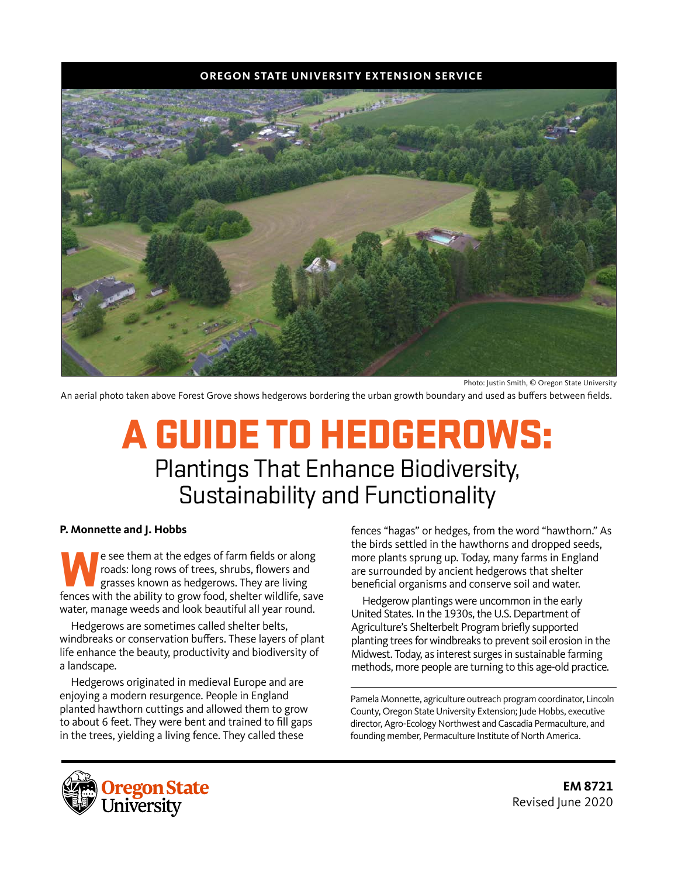OREGON STATE UNIVERSITY EXTENSION SERVICE

Photo: Justin Smith, © Oregon State University

An aerial photo taken above Forest Grove shows hedgerows bordering the urban growth boundary and used as buffers between fields.

# A GUIDE TO HEDGEROWS:

## Plantings That Enhance Biodiversity, Sustainability and Functionality

**P. Monnette and J. Hobbs**

We see them at the edges of farm fields or along roads: long rows of trees, shrubs, flowers and grasses known as hedgerows. They are living fences with the ability to grow food, shelter wildlife, save water, manage weeds and look beautiful all year round.

Hedgerows are sometimes called shelter belts, windbreaks or conservation buffers. These layers of plant life enhance the beauty, productivity and biodiversity of a landscape.

Hedgerows originated in medieval Europe and are enjoying a modern resurgence. People in England planted hawthorn cuttings and allowed them to grow to about 6 feet. They were bent and trained to fill gaps in the trees, yielding a living fence. They called these fences "hagas" or hedges, from the word "hawthorn." As the birds settled in the hawthorns and dropped seeds, more plants sprung up. Today, many farms in England are surrounded by ancient hedgerows that shelter beneficial organisms and conserve soil and water.

Hedgerow plantings were uncommon in the early United States. In the 1930s, the U.S. Department of Agriculture's Shelterbelt Program briefly supported planting trees for windbreaks to prevent soil erosion in the Midwest. Today, as interest surges in sustainable farming methods, more people are turning to this age-old practice.

---

Pamela Monnette, agriculture outreach program coordinator, Lincoln County, Oregon State University Extension; Jude Hobbs, executive director, Agro-Ecology Northwest and Cascadia Permaculture, and founding member, Permaculture Institute of North America.

Oregon State University

EM 8721
Revised June 2020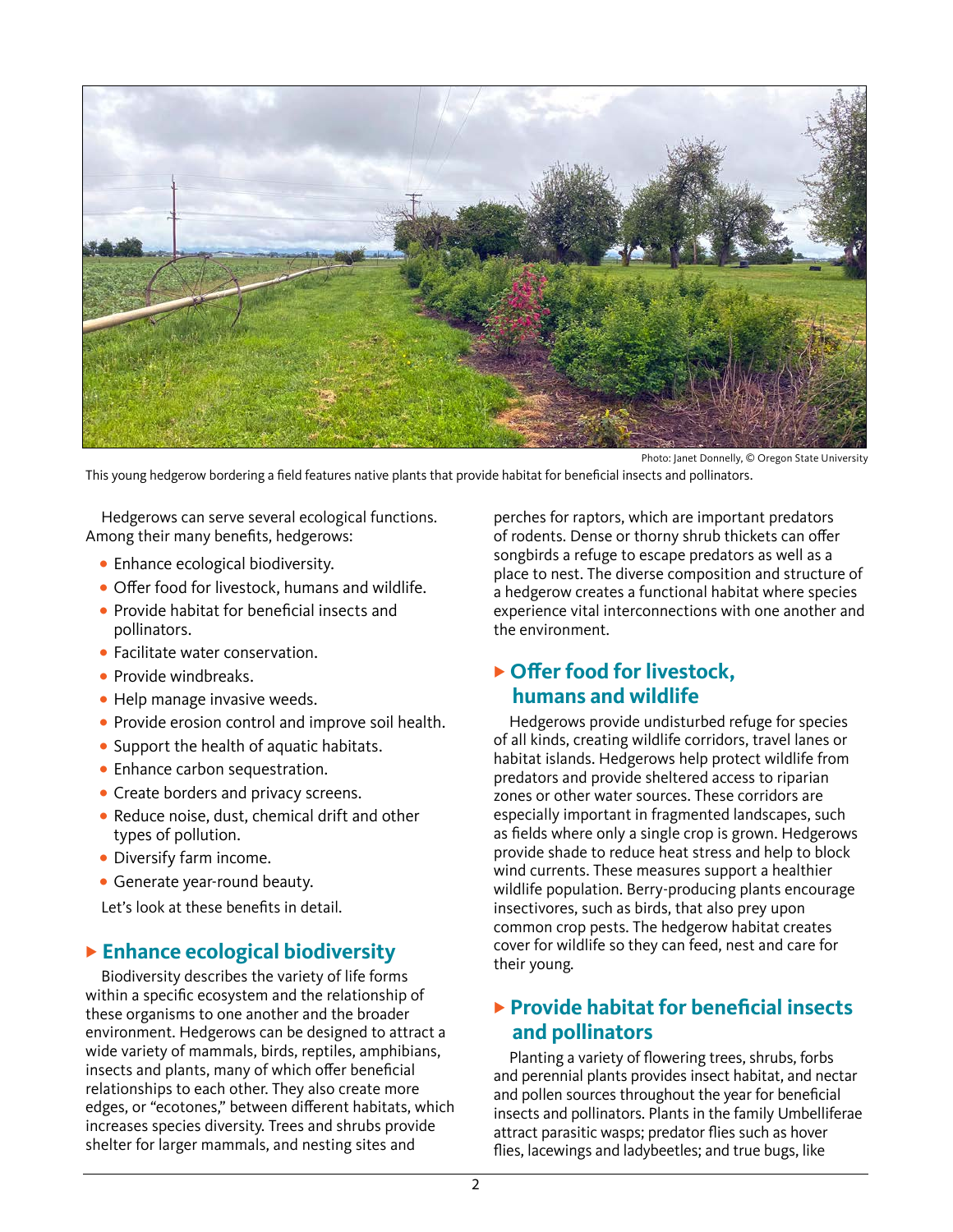Photo: Janet Donnelly, © Oregon State University

This young hedgerow bordering a field features native plants that provide habitat for beneficial insects and pollinators.

Hedgerows can serve several ecological functions. Among their many benefits, hedgerows:

- Enhance ecological biodiversity.
- Offer food for livestock, humans and wildlife.
- Provide habitat for beneficial insects and pollinators.
- Facilitate water conservation.
- Provide windbreaks.
- Help manage invasive weeds.
- Provide erosion control and improve soil health.
- Support the health of aquatic habitats.
- Enhance carbon sequestration.
- Create borders and privacy screens.
- Reduce noise, dust, chemical drift and other types of pollution.
- Diversify farm income.
- Generate year-round beauty.

Let's look at these benefits in detail.

## Enhance ecological biodiversity

Biodiversity describes the variety of life forms within a specific ecosystem and the relationship of these organisms to one another and the broader environment. Hedgerows can be designed to attract a wide variety of mammals, birds, reptiles, amphibians, insects and plants, many of which offer beneficial relationships to each other. They also create more edges, or "ecotones," between different habitats, which increases species diversity. Trees and shrubs provide shelter for larger mammals, and nesting sites and perches for raptors, which are important predators of rodents. Dense or thorny shrub thickets can offer songbirds a refuge to escape predators as well as a place to nest. The diverse composition and structure of a hedgerow creates a functional habitat where species experience vital interconnections with one another and the environment.

## Offer food for livestock, humans and wildlife

Hedgerows provide undisturbed refuge for species of all kinds, creating wildlife corridors, travel lanes or habitat islands. Hedgerows help protect wildlife from predators and provide sheltered access to riparian zones or other water sources. These corridors are especially important in fragmented landscapes, such as fields where only a single crop is grown. Hedgerows provide shade to reduce heat stress and help to block wind currents. These measures support a healthier wildlife population. Berry-producing plants encourage insectivores, such as birds, that also prey upon common crop pests. The hedgerow habitat creates cover for wildlife so they can feed, nest and care for their young.

## Provide habitat for beneficial insects and pollinators

Planting a variety of flowering trees, shrubs, forbs and perennial plants provides insect habitat, and nectar and pollen sources throughout the year for beneficial insects and pollinators. Plants in the family Umbelliferae attract parasitic wasps; predator flies such as hover flies, lacewings and ladybeetles; and true bugs, like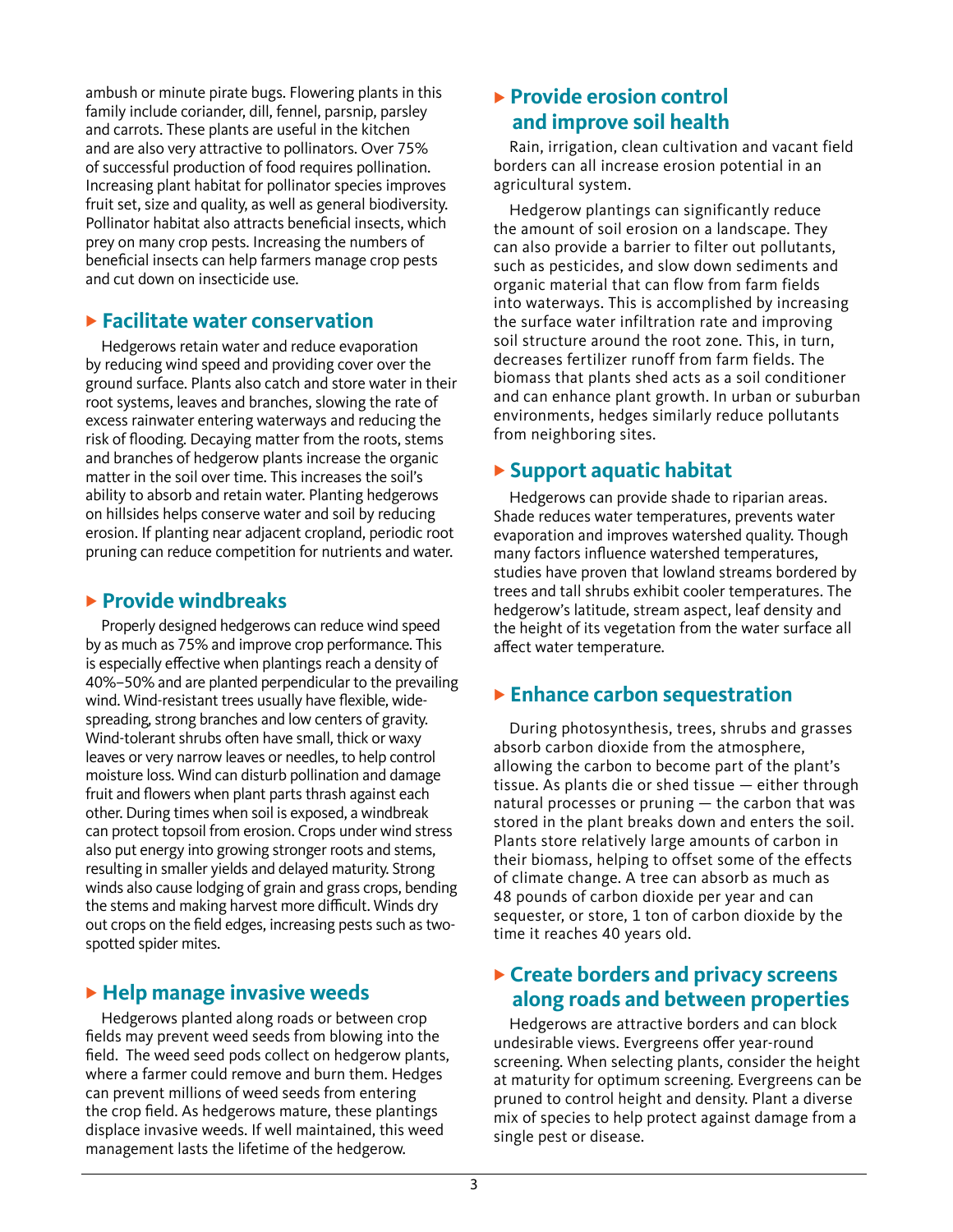ambush or minute pirate bugs. Flowering plants in this family include coriander, dill, fennel, parsnip, parsley and carrots. These plants are useful in the kitchen and are also very attractive to pollinators. Over 75% of successful production of food requires pollination. Increasing plant habitat for pollinator species improves fruit set, size and quality, as well as general biodiversity. Pollinator habitat also attracts beneficial insects, which prey on many crop pests. Increasing the numbers of beneficial insects can help farmers manage crop pests and cut down on insecticide use.

## ▸ Facilitate water conservation

Hedgerows retain water and reduce evaporation by reducing wind speed and providing cover over the ground surface. Plants also catch and store water in their root systems, leaves and branches, slowing the rate of excess rainwater entering waterways and reducing the risk of flooding. Decaying matter from the roots, stems and branches of hedgerow plants increase the organic matter in the soil over time. This increases the soil's ability to absorb and retain water. Planting hedgerows on hillsides helps conserve water and soil by reducing erosion. If planting near adjacent cropland, periodic root pruning can reduce competition for nutrients and water.

## ▸ Provide windbreaks

Properly designed hedgerows can reduce wind speed by as much as 75% and improve crop performance. This is especially effective when plantings reach a density of 40%–50% and are planted perpendicular to the prevailing wind. Wind-resistant trees usually have flexible, wide-spreading, strong branches and low centers of gravity. Wind-tolerant shrubs often have small, thick or waxy leaves or very narrow leaves or needles, to help control moisture loss. Wind can disturb pollination and damage fruit and flowers when plant parts thrash against each other. During times when soil is exposed, a windbreak can protect topsoil from erosion. Crops under wind stress also put energy into growing stronger roots and stems, resulting in smaller yields and delayed maturity. Strong winds also cause lodging of grain and grass crops, bending the stems and making harvest more difficult. Winds dry out crops on the field edges, increasing pests such as two-spotted spider mites.

## ▸ Help manage invasive weeds

Hedgerows planted along roads or between crop fields may prevent weed seeds from blowing into the field. The weed seed pods collect on hedgerow plants, where a farmer could remove and burn them. Hedges can prevent millions of weed seeds from entering the crop field. As hedgerows mature, these plantings displace invasive weeds. If well maintained, this weed management lasts the lifetime of the hedgerow.

## ▸ Provide erosion control and improve soil health

Rain, irrigation, clean cultivation and vacant field borders can all increase erosion potential in an agricultural system.

Hedgerow plantings can significantly reduce the amount of soil erosion on a landscape. They can also provide a barrier to filter out pollutants, such as pesticides, and slow down sediments and organic material that can flow from farm fields into waterways. This is accomplished by increasing the surface water infiltration rate and improving soil structure around the root zone. This, in turn, decreases fertilizer runoff from farm fields. The biomass that plants shed acts as a soil conditioner and can enhance plant growth. In urban or suburban environments, hedges similarly reduce pollutants from neighboring sites.

## ▸ Support aquatic habitat

Hedgerows can provide shade to riparian areas. Shade reduces water temperatures, prevents water evaporation and improves watershed quality. Though many factors influence watershed temperatures, studies have proven that lowland streams bordered by trees and tall shrubs exhibit cooler temperatures. The hedgerow's latitude, stream aspect, leaf density and the height of its vegetation from the water surface all affect water temperature.

## ▸ Enhance carbon sequestration

During photosynthesis, trees, shrubs and grasses absorb carbon dioxide from the atmosphere, allowing the carbon to become part of the plant's tissue. As plants die or shed tissue — either through natural processes or pruning — the carbon that was stored in the plant breaks down and enters the soil. Plants store relatively large amounts of carbon in their biomass, helping to offset some of the effects of climate change. A tree can absorb as much as 48 pounds of carbon dioxide per year and can sequester, or store, 1 ton of carbon dioxide by the time it reaches 40 years old.

## ▸ Create borders and privacy screens along roads and between properties

Hedgerows are attractive borders and can block undesirable views. Evergreens offer year-round screening. When selecting plants, consider the height at maturity for optimum screening. Evergreens can be pruned to control height and density. Plant a diverse mix of species to help protect against damage from a single pest or disease.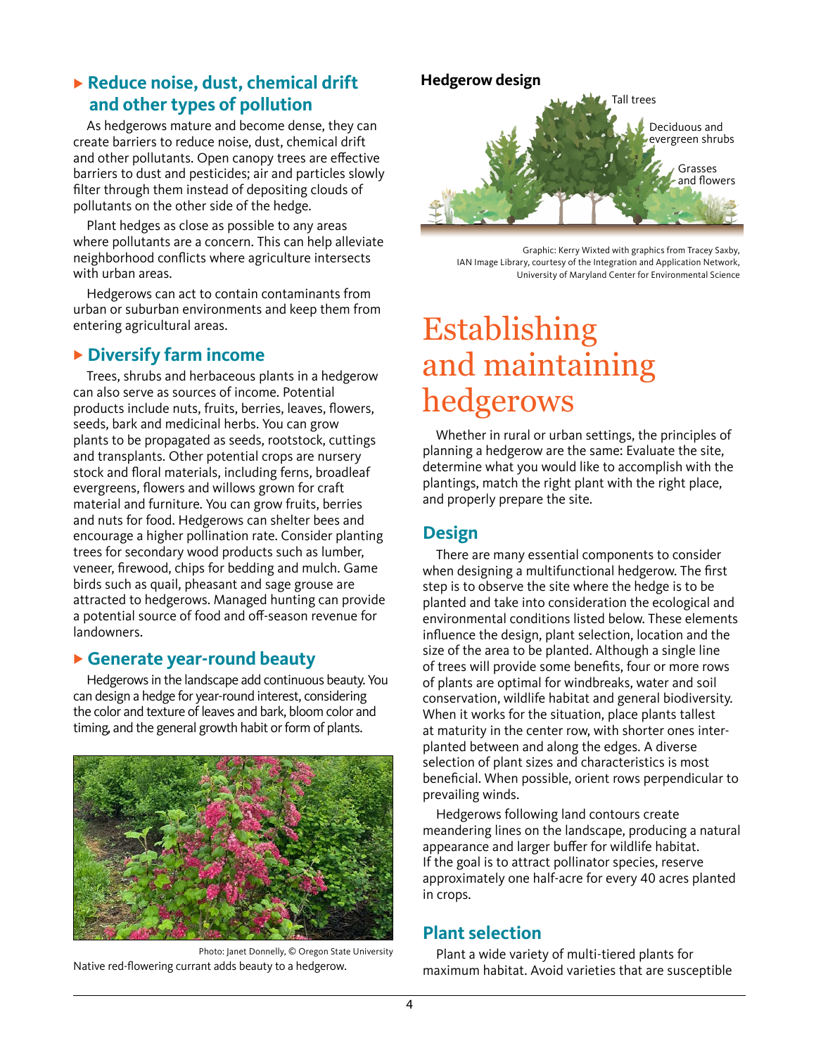## ▶ Reduce noise, dust, chemical drift and other types of pollution

As hedgerows mature and become dense, they can create barriers to reduce noise, dust, chemical drift and other pollutants. Open canopy trees are effective barriers to dust and pesticides; air and particles slowly filter through them instead of depositing clouds of pollutants on the other side of the hedge.

Plant hedges as close as possible to any areas where pollutants are a concern. This can help alleviate neighborhood conflicts where agriculture intersects with urban areas.

Hedgerows can act to contain contaminants from urban or suburban environments and keep them from entering agricultural areas.

## ▶ Diversify farm income

Trees, shrubs and herbaceous plants in a hedgerow can also serve as sources of income. Potential products include nuts, fruits, berries, leaves, flowers, seeds, bark and medicinal herbs. You can grow plants to be propagated as seeds, rootstock, cuttings and transplants. Other potential crops are nursery stock and floral materials, including ferns, broadleaf evergreens, flowers and willows grown for craft material and furniture. You can grow fruits, berries and nuts for food. Hedgerows can shelter bees and encourage a higher pollination rate. Consider planting trees for secondary wood products such as lumber, veneer, firewood, chips for bedding and mulch. Game birds such as quail, pheasant and sage grouse are attracted to hedgerows. Managed hunting can provide a potential source of food and off-season revenue for landowners.

## ▶ Generate year-round beauty

Hedgerows in the landscape add continuous beauty. You can design a hedge for year-round interest, considering the color and texture of leaves and bark, bloom color and timing, and the general growth habit or form of plants.

Photo: Janet Donnelly, © Oregon State University

Native red-flowering currant adds beauty to a hedgerow.

**Hedgerow design**

Tall trees

Deciduous and evergreen shrubs

Grasses and flowers

Graphic: Kerry Wixted with graphics from Tracey Saxby, IAN Image Library, courtesy of the Integration and Application Network, University of Maryland Center for Environmental Science

# Establishing and maintaining hedgerows

Whether in rural or urban settings, the principles of planning a hedgerow are the same: Evaluate the site, determine what you would like to accomplish with the plantings, match the right plant with the right place, and properly prepare the site.

## Design

There are many essential components to consider when designing a multifunctional hedgerow. The first step is to observe the site where the hedge is to be planted and take into consideration the ecological and environmental conditions listed below. These elements influence the design, plant selection, location and the size of the area to be planted. Although a single line of trees will provide some benefits, four or more rows of plants are optimal for windbreaks, water and soil conservation, wildlife habitat and general biodiversity. When it works for the situation, place plants tallest at maturity in the center row, with shorter ones interplanted between and along the edges. A diverse selection of plant sizes and characteristics is most beneficial. When possible, orient rows perpendicular to prevailing winds.

Hedgerows following land contours create meandering lines on the landscape, producing a natural appearance and larger buffer for wildlife habitat. If the goal is to attract pollinator species, reserve approximately one half-acre for every 40 acres planted in crops.

## Plant selection

Plant a wide variety of multi-tiered plants for maximum habitat. Avoid varieties that are susceptible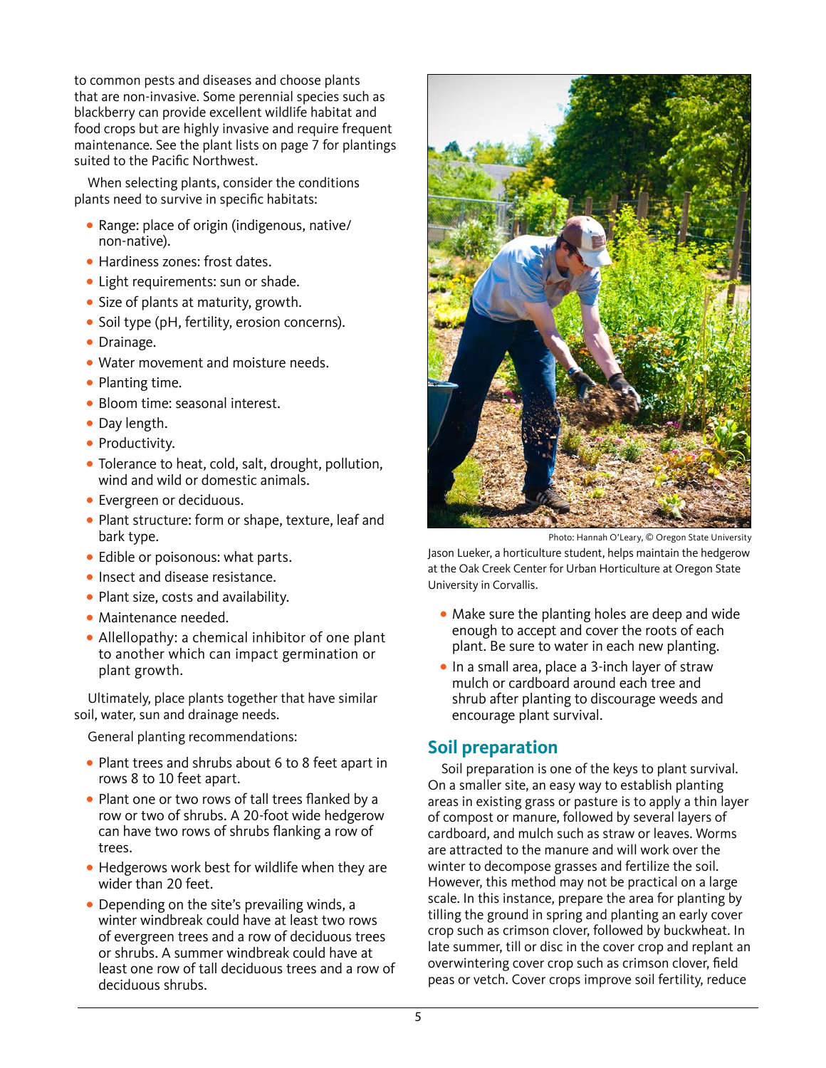to common pests and diseases and choose plants that are non-invasive. Some perennial species such as blackberry can provide excellent wildlife habitat and food crops but are highly invasive and require frequent maintenance. See the plant lists on page 7 for plantings suited to the Pacific Northwest.

When selecting plants, consider the conditions plants need to survive in specific habitats:

- Range: place of origin (indigenous, native/non-native).
- Hardiness zones: frost dates.
- Light requirements: sun or shade.
- Size of plants at maturity, growth.
- Soil type (pH, fertility, erosion concerns).
- Drainage.
- Water movement and moisture needs.
- Planting time.
- Bloom time: seasonal interest.
- Day length.
- Productivity.
- Tolerance to heat, cold, salt, drought, pollution, wind and wild or domestic animals.
- Evergreen or deciduous.
- Plant structure: form or shape, texture, leaf and bark type.
- Edible or poisonous: what parts.
- Insect and disease resistance.
- Plant size, costs and availability.
- Maintenance needed.
- Allellopathy: a chemical inhibitor of one plant to another which can impact germination or plant growth.

Ultimately, place plants together that have similar soil, water, sun and drainage needs.

General planting recommendations:

- Plant trees and shrubs about 6 to 8 feet apart in rows 8 to 10 feet apart.
- Plant one or two rows of tall trees flanked by a row or two of shrubs. A 20-foot wide hedgerow can have two rows of shrubs flanking a row of trees.
- Hedgerows work best for wildlife when they are wider than 20 feet.
- Depending on the site's prevailing winds, a winter windbreak could have at least two rows of evergreen trees and a row of deciduous trees or shrubs. A summer windbreak could have at least one row of tall deciduous trees and a row of deciduous shrubs.

Photo: Hannah O'Leary, © Oregon State University

Jason Lueker, a horticulture student, helps maintain the hedgerow at the Oak Creek Center for Urban Horticulture at Oregon State University in Corvallis.

- Make sure the planting holes are deep and wide enough to accept and cover the roots of each plant. Be sure to water in each new planting.
- In a small area, place a 3-inch layer of straw mulch or cardboard around each tree and shrub after planting to discourage weeds and encourage plant survival.

## Soil preparation

Soil preparation is one of the keys to plant survival. On a smaller site, an easy way to establish planting areas in existing grass or pasture is to apply a thin layer of compost or manure, followed by several layers of cardboard, and mulch such as straw or leaves. Worms are attracted to the manure and will work over the winter to decompose grasses and fertilize the soil. However, this method may not be practical on a large scale. In this instance, prepare the area for planting by tilling the ground in spring and planting an early cover crop such as crimson clover, followed by buckwheat. In late summer, till or disc in the cover crop and replant an overwintering cover crop such as crimson clover, field peas or vetch. Cover crops improve soil fertility, reduce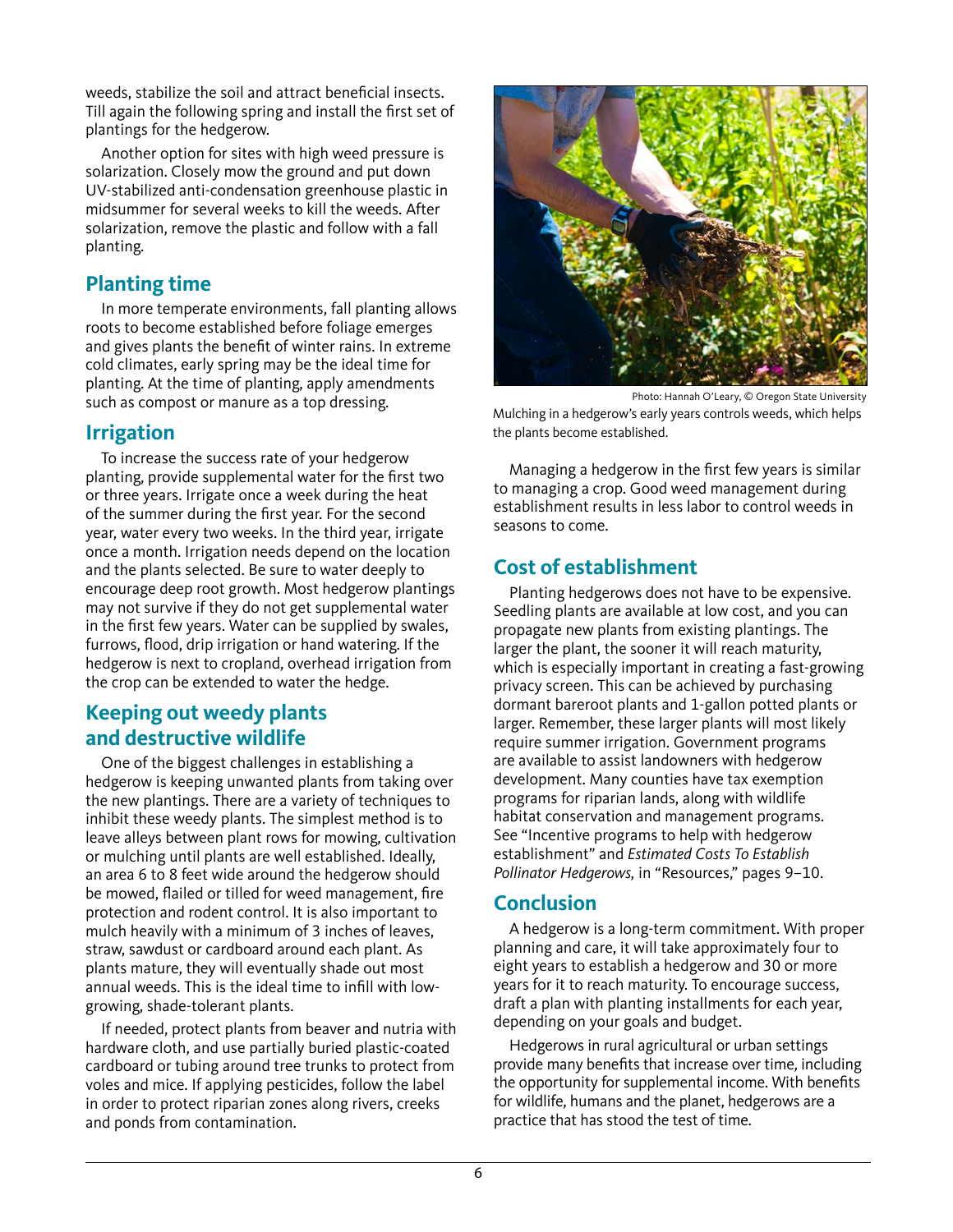weeds, stabilize the soil and attract beneficial insects. Till again the following spring and install the first set of plantings for the hedgerow.

Another option for sites with high weed pressure is solarization. Closely mow the ground and put down UV-stabilized anti-condensation greenhouse plastic in midsummer for several weeks to kill the weeds. After solarization, remove the plastic and follow with a fall planting.

## Planting time

In more temperate environments, fall planting allows roots to become established before foliage emerges and gives plants the benefit of winter rains. In extreme cold climates, early spring may be the ideal time for planting. At the time of planting, apply amendments such as compost or manure as a top dressing.

## Irrigation

To increase the success rate of your hedgerow planting, provide supplemental water for the first two or three years. Irrigate once a week during the heat of the summer during the first year. For the second year, water every two weeks. In the third year, irrigate once a month. Irrigation needs depend on the location and the plants selected. Be sure to water deeply to encourage deep root growth. Most hedgerow plantings may not survive if they do not get supplemental water in the first few years. Water can be supplied by swales, furrows, flood, drip irrigation or hand watering. If the hedgerow is next to cropland, overhead irrigation from the crop can be extended to water the hedge.

## Keeping out weedy plants and destructive wildlife

One of the biggest challenges in establishing a hedgerow is keeping unwanted plants from taking over the new plantings. There are a variety of techniques to inhibit these weedy plants. The simplest method is to leave alleys between plant rows for mowing, cultivation or mulching until plants are well established. Ideally, an area 6 to 8 feet wide around the hedgerow should be mowed, flailed or tilled for weed management, fire protection and rodent control. It is also important to mulch heavily with a minimum of 3 inches of leaves, straw, sawdust or cardboard around each plant. As plants mature, they will eventually shade out most annual weeds. This is the ideal time to infill with low-growing, shade-tolerant plants.

If needed, protect plants from beaver and nutria with hardware cloth, and use partially buried plastic-coated cardboard or tubing around tree trunks to protect from voles and mice. If applying pesticides, follow the label in order to protect riparian zones along rivers, creeks and ponds from contamination.

Photo: Hannah O'Leary, © Oregon State University

Mulching in a hedgerow's early years controls weeds, which helps the plants become established.

Managing a hedgerow in the first few years is similar to managing a crop. Good weed management during establishment results in less labor to control weeds in seasons to come.

## Cost of establishment

Planting hedgerows does not have to be expensive. Seedling plants are available at low cost, and you can propagate new plants from existing plantings. The larger the plant, the sooner it will reach maturity, which is especially important in creating a fast-growing privacy screen. This can be achieved by purchasing dormant bareroot plants and 1-gallon potted plants or larger. Remember, these larger plants will most likely require summer irrigation. Government programs are available to assist landowners with hedgerow development. Many counties have tax exemption programs for riparian lands, along with wildlife habitat conservation and management programs. See "Incentive programs to help with hedgerow establishment" and *Estimated Costs To Establish Pollinator Hedgerows,* in "Resources," pages 9–10.

## Conclusion

A hedgerow is a long-term commitment. With proper planning and care, it will take approximately four to eight years to establish a hedgerow and 30 or more years for it to reach maturity. To encourage success, draft a plan with planting installments for each year, depending on your goals and budget.

Hedgerows in rural agricultural or urban settings provide many benefits that increase over time, including the opportunity for supplemental income. With benefits for wildlife, humans and the planet, hedgerows are a practice that has stood the test of time.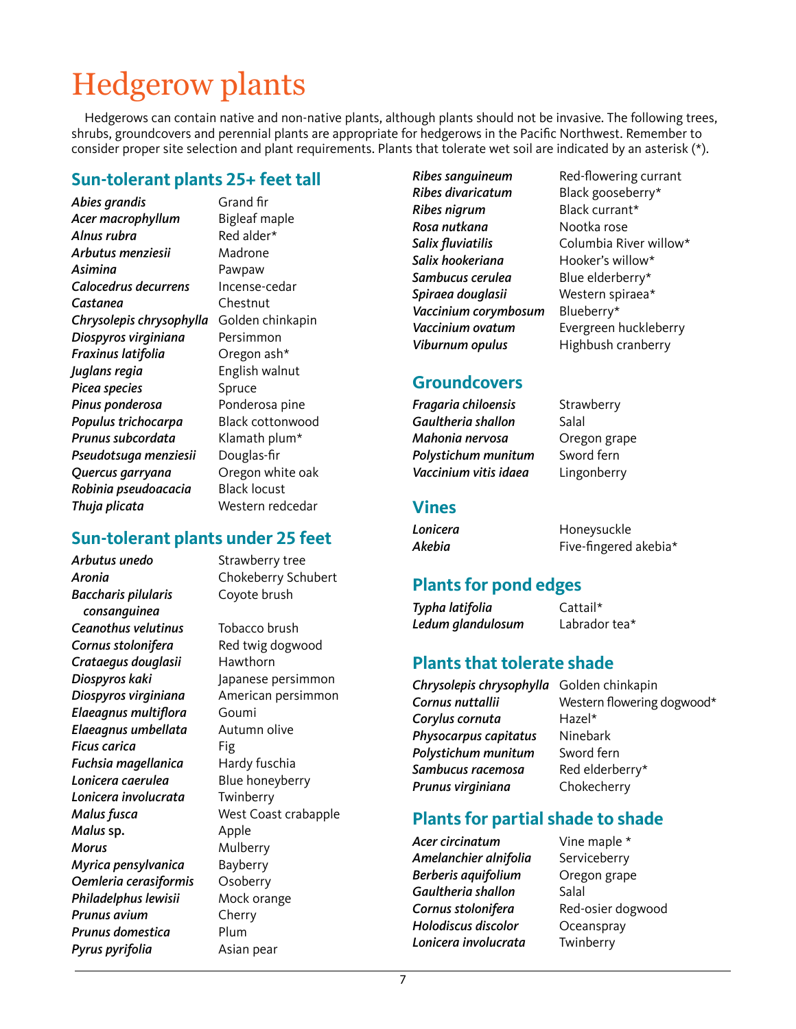# Hedgerow plants

Hedgerows can contain native and non-native plants, although plants should not be invasive. The following trees, shrubs, groundcovers and perennial plants are appropriate for hedgerows in the Pacific Northwest. Remember to consider proper site selection and plant requirements. Plants that tolerate wet soil are indicated by an asterisk (*).

## Sun-tolerant plants 25+ feet tall

| | |
|---|---|
| ***Abies grandis*** | Grand fir |
| ***Acer macrophyllum*** | Bigleaf maple |
| ***Alnus rubra*** | Red alder* |
| ***Arbutus menziesii*** | Madrone |
| ***Asimina*** | Pawpaw |
| ***Calocedrus decurrens*** | Incense-cedar |
| ***Castanea*** | Chestnut |
| ***Chrysolepis chrysophylla*** | Golden chinkapin |
| ***Diospyros virginiana*** | Persimmon |
| ***Fraxinus latifolia*** | Oregon ash* |
| ***Juglans regia*** | English walnut |
| ***Picea species*** | Spruce |
| ***Pinus ponderosa*** | Ponderosa pine |
| ***Populus trichocarpa*** | Black cottonwood |
| ***Prunus subcordata*** | Klamath plum* |
| ***Pseudotsuga menziesii*** | Douglas-fir |
| ***Quercus garryana*** | Oregon white oak |
| ***Robinia pseudoacacia*** | Black locust |
| ***Thuja plicata*** | Western redcedar |

## Sun-tolerant plants under 25 feet

| | |
|---|---|
| ***Arbutus unedo*** | Strawberry tree |
| ***Aronia*** | Chokeberry Schubert |
| ***Baccharis pilularis consanguinea*** | Coyote brush |
| ***Ceanothus velutinus*** | Tobacco brush |
| ***Cornus stolonifera*** | Red twig dogwood |
| ***Crataegus douglasii*** | Hawthorn |
| ***Diospyros kaki*** | Japanese persimmon |
| ***Diospyros virginiana*** | American persimmon |
| ***Elaeagnus multiflora*** | Goumi |
| ***Elaeagnus umbellata*** | Autumn olive |
| ***Ficus carica*** | Fig |
| ***Fuchsia magellanica*** | Hardy fuschia |
| ***Lonicera caerulea*** | Blue honeyberry |
| ***Lonicera involucrata*** | Twinberry |
| ***Malus fusca*** | West Coast crabapple |
| ***Malus* sp.** | Apple |
| ***Morus*** | Mulberry |
| ***Myrica pensylvanica*** | Bayberry |
| ***Oemleria cerasiformis*** | Osoberry |
| ***Philadelphus lewisii*** | Mock orange |
| ***Prunus avium*** | Cherry |
| ***Prunus domestica*** | Plum |
| ***Pyrus pyrifolia*** | Asian pear |
| ***Ribes sanguineum*** | Red-flowering currant |
| ***Ribes divaricatum*** | Black gooseberry* |
| ***Ribes nigrum*** | Black currant* |
| ***Rosa nutkana*** | Nootka rose |
| ***Salix fluviatilis*** | Columbia River willow* |
| ***Salix hookeriana*** | Hooker's willow* |
| ***Sambucus cerulea*** | Blue elderberry* |
| ***Spiraea douglasii*** | Western spiraea* |
| ***Vaccinium corymbosum*** | Blueberry* |
| ***Vaccinium ovatum*** | Evergreen huckleberry |
| ***Viburnum opulus*** | Highbush cranberry |

## Groundcovers

| | |
|---|---|
| ***Fragaria chiloensis*** | Strawberry |
| ***Gaultheria shallon*** | Salal |
| ***Mahonia nervosa*** | Oregon grape |
| ***Polystichum munitum*** | Sword fern |
| ***Vaccinium vitis idaea*** | Lingonberry |

## Vines

| | |
|---|---|
| ***Lonicera*** | Honeysuckle |
| ***Akebia*** | Five-fingered akebia* |

## Plants for pond edges

| | |
|---|---|
| ***Typha latifolia*** | Cattail* |
| ***Ledum glandulosum*** | Labrador tea* |

## Plants that tolerate shade

| | |
|---|---|
| ***Chrysolepis chrysophylla*** | Golden chinkapin |
| ***Cornus nuttallii*** | Western flowering dogwood* |
| ***Corylus cornuta*** | Hazel* |
| ***Physocarpus capitatus*** | Ninebark |
| ***Polystichum munitum*** | Sword fern |
| ***Sambucus racemosa*** | Red elderberry* |
| ***Prunus virginiana*** | Chokecherry |

## Plants for partial shade to shade

| | |
|---|---|
| ***Acer circinatum*** | Vine maple * |
| ***Amelanchier alnifolia*** | Serviceberry |
| ***Berberis aquifolium*** | Oregon grape |
| ***Gaultheria shallon*** | Salal |
| ***Cornus stolonifera*** | Red-osier dogwood |
| ***Holodiscus discolor*** | Oceanspray |
| ***Lonicera involucrata*** | Twinberry |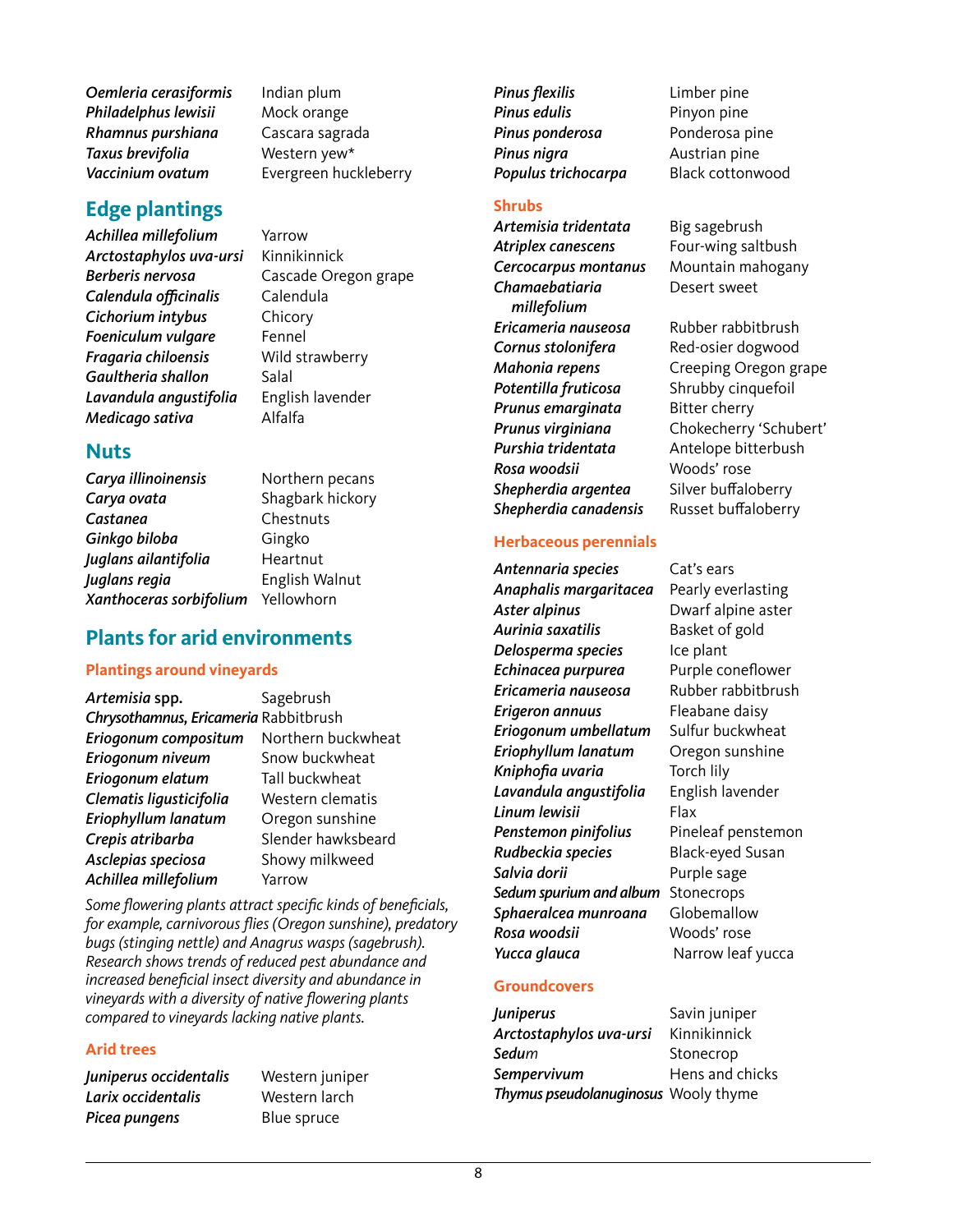| | |
|---|---|
| ***Oemleria cerasiformis*** | Indian plum |
| ***Philadelphus lewisii*** | Mock orange |
| ***Rhamnus purshiana*** | Cascara sagrada |
| ***Taxus brevifolia*** | Western yew* |
| ***Vaccinium ovatum*** | Evergreen huckleberry |

## Edge plantings

| | |
|---|---|
| ***Achillea millefolium*** | Yarrow |
| ***Arctostaphylos uva-ursi*** | Kinnikinnick |
| ***Berberis nervosa*** | Cascade Oregon grape |
| ***Calendula officinalis*** | Calendula |
| ***Cichorium intybus*** | Chicory |
| ***Foeniculum vulgare*** | Fennel |
| ***Fragaria chiloensis*** | Wild strawberry |
| ***Gaultheria shallon*** | Salal |
| ***Lavandula angustifolia*** | English lavender |
| ***Medicago sativa*** | Alfalfa |

## Nuts

| | |
|---|---|
| ***Carya illinoinensis*** | Northern pecans |
| ***Carya ovata*** | Shagbark hickory |
| ***Castanea*** | Chestnuts |
| ***Ginkgo biloba*** | Gingko |
| ***Juglans ailantifolia*** | Heartnut |
| ***Juglans regia*** | English Walnut |
| ***Xanthoceras sorbifolium*** | Yellowhorn |

## Plants for arid environments

### Plantings around vineyards

| | |
|---|---|
| ***Artemisia* spp.** | Sagebrush |
| ***Chrysothamnus, Ericameria*** | Rabbitbrush |
| ***Eriogonum compositum*** | Northern buckwheat |
| ***Eriogonum niveum*** | Snow buckwheat |
| ***Eriogonum elatum*** | Tall buckwheat |
| ***Clematis ligusticifolia*** | Western clematis |
| ***Eriophyllum lanatum*** | Oregon sunshine |
| ***Crepis atribarba*** | Slender hawksbeard |
| ***Asclepias speciosa*** | Showy milkweed |
| ***Achillea millefolium*** | Yarrow |

*Some flowering plants attract specific kinds of beneficials, for example, carnivorous flies (Oregon sunshine), predatory bugs (stinging nettle) and Anagrus wasps (sagebrush). Research shows trends of reduced pest abundance and increased beneficial insect diversity and abundance in vineyards with a diversity of native flowering plants compared to vineyards lacking native plants.*

### Arid trees

| | |
|---|---|
| ***Juniperus occidentalis*** | Western juniper |
| ***Larix occidentalis*** | Western larch |
| ***Picea pungens*** | Blue spruce |
| ***Pinus flexilis*** | Limber pine |
| ***Pinus edulis*** | Pinyon pine |
| ***Pinus ponderosa*** | Ponderosa pine |
| ***Pinus nigra*** | Austrian pine |
| ***Populus trichocarpa*** | Black cottonwood |

### Shrubs

| | |
|---|---|
| ***Artemisia tridentata*** | Big sagebrush |
| ***Atriplex canescens*** | Four-wing saltbush |
| ***Cercocarpus montanus*** | Mountain mahogany |
| ***Chamaebatiaria millefolium*** | Desert sweet |
| ***Ericameria nauseosa*** | Rubber rabbitbrush |
| ***Cornus stolonifera*** | Red-osier dogwood |
| ***Mahonia repens*** | Creeping Oregon grape |
| ***Potentilla fruticosa*** | Shrubby cinquefoil |
| ***Prunus emarginata*** | Bitter cherry |
| ***Prunus virginiana*** | Chokecherry 'Schubert' |
| ***Purshia tridentata*** | Antelope bitterbush |
| ***Rosa woodsii*** | Woods' rose |
| ***Shepherdia argentea*** | Silver buffaloberry |
| ***Shepherdia canadensis*** | Russet buffaloberry |

### Herbaceous perennials

| | |
|---|---|
| ***Antennaria species*** | Cat's ears |
| ***Anaphalis margaritacea*** | Pearly everlasting |
| ***Aster alpinus*** | Dwarf alpine aster |
| ***Aurinia saxatilis*** | Basket of gold |
| ***Delosperma species*** | Ice plant |
| ***Echinacea purpurea*** | Purple coneflower |
| ***Ericameria nauseosa*** | Rubber rabbitbrush |
| ***Erigeron annuus*** | Fleabane daisy |
| ***Eriogonum umbellatum*** | Sulfur buckwheat |
| ***Eriophyllum lanatum*** | Oregon sunshine |
| ***Kniphofia uvaria*** | Torch lily |
| ***Lavandula angustifolia*** | English lavender |
| ***Linum lewisii*** | Flax |
| ***Penstemon pinifolius*** | Pineleaf penstemon |
| ***Rudbeckia species*** | Black-eyed Susan |
| ***Salvia dorii*** | Purple sage |
| ***Sedum spurium and album*** | Stonecrops |
| ***Sphaeralcea munroana*** | Globemallow |
| ***Rosa woodsii*** | Woods' rose |
| ***Yucca glauca*** | Narrow leaf yucca |

### Groundcovers

| | |
|---|---|
| ***Juniperus*** | Savin juniper |
| ***Arctostaphylos uva-ursi*** | Kinnikinnick |
| ***Sedum*** | Stonecrop |
| ***Sempervivum*** | Hens and chicks |
| ***Thymus pseudolanuginosus*** | Wooly thyme |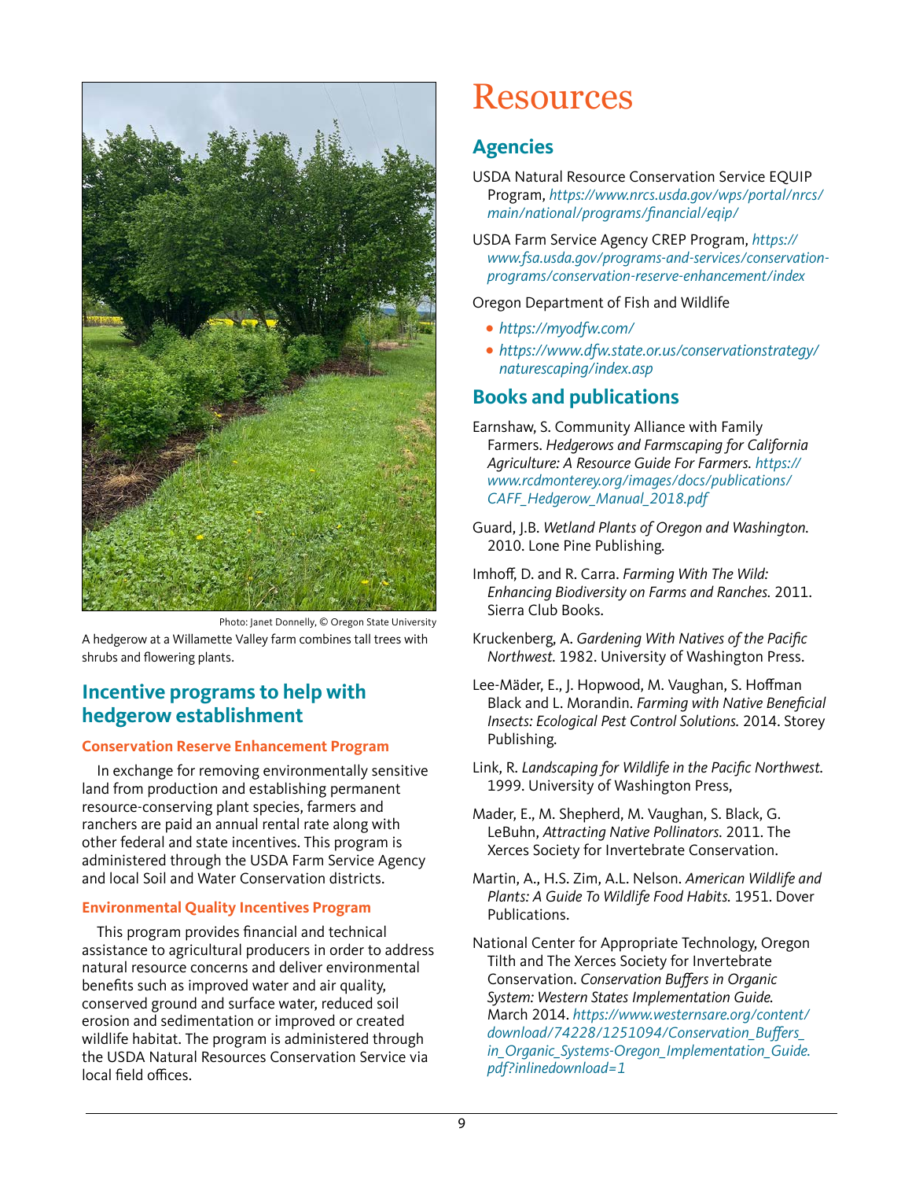Photo: Janet Donnelly, © Oregon State University

A hedgerow at a Willamette Valley farm combines tall trees with shrubs and flowering plants.

## Incentive programs to help with hedgerow establishment

### Conservation Reserve Enhancement Program

In exchange for removing environmentally sensitive land from production and establishing permanent resource-conserving plant species, farmers and ranchers are paid an annual rental rate along with other federal and state incentives. This program is administered through the USDA Farm Service Agency and local Soil and Water Conservation districts.

### Environmental Quality Incentives Program

This program provides financial and technical assistance to agricultural producers in order to address natural resource concerns and deliver environmental benefits such as improved water and air quality, conserved ground and surface water, reduced soil erosion and sedimentation or improved or created wildlife habitat. The program is administered through the USDA Natural Resources Conservation Service via local field offices.

# Resources

## Agencies

USDA Natural Resource Conservation Service EQUIP Program, *https://www.nrcs.usda.gov/wps/portal/nrcs/main/national/programs/financial/eqip/*

USDA Farm Service Agency CREP Program, *https://www.fsa.usda.gov/programs-and-services/conservation-programs/conservation-reserve-enhancement/index*

Oregon Department of Fish and Wildlife

- *https://myodfw.com/*
- *https://www.dfw.state.or.us/conservationstrategy/naturescaping/index.asp*

## Books and publications

Earnshaw, S. Community Alliance with Family Farmers. *Hedgerows and Farmscaping for California Agriculture: A Resource Guide For Farmers.* *https://www.rcdmonterey.org/images/docs/publications/CAFF_Hedgerow_Manual_2018.pdf*

Guard, J.B. *Wetland Plants of Oregon and Washington.* 2010. Lone Pine Publishing.

Imhoff, D. and R. Carra. *Farming With The Wild: Enhancing Biodiversity on Farms and Ranches.* 2011. Sierra Club Books.

Kruckenberg, A. *Gardening With Natives of the Pacific Northwest.* 1982. University of Washington Press.

Lee-Mäder, E., J. Hopwood, M. Vaughan, S. Hoffman Black and L. Morandin. *Farming with Native Beneficial Insects: Ecological Pest Control Solutions.* 2014. Storey Publishing.

Link, R. *Landscaping for Wildlife in the Pacific Northwest.* 1999. University of Washington Press,

Mader, E., M. Shepherd, M. Vaughan, S. Black, G. LeBuhn, *Attracting Native Pollinators.* 2011. The Xerces Society for Invertebrate Conservation.

Martin, A., H.S. Zim, A.L. Nelson. *American Wildlife and Plants: A Guide To Wildlife Food Habits.* 1951. Dover Publications.

National Center for Appropriate Technology, Oregon Tilth and The Xerces Society for Invertebrate Conservation. *Conservation Buffers in Organic System: Western States Implementation Guide.* March 2014. *https://www.westernsare.org/content/download/74228/1251094/Conservation_Buffers_in_Organic_Systems-Oregon_Implementation_Guide.pdf?inlinedownload=1*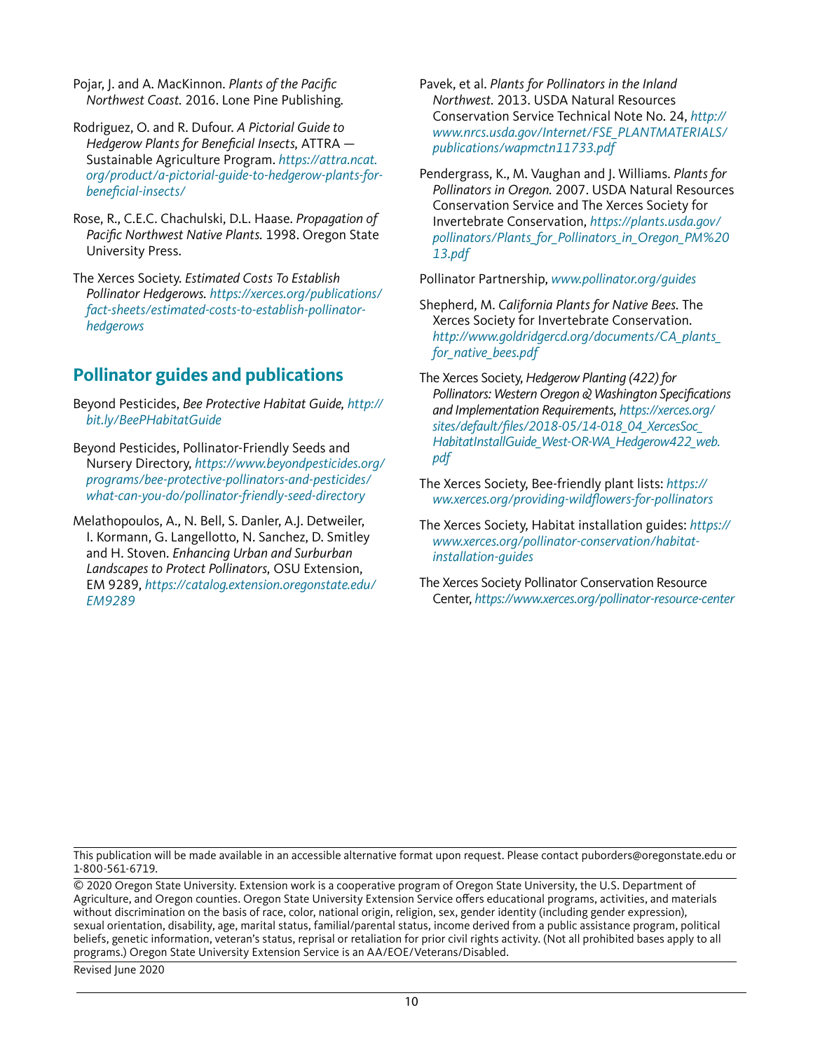Pojar, J. and A. MacKinnon. *Plants of the Pacific Northwest Coast.* 2016. Lone Pine Publishing.

Rodriguez, O. and R. Dufour. *A Pictorial Guide to Hedgerow Plants for Beneficial Insects,* ATTRA — Sustainable Agriculture Program. *https://attra.ncat.org/product/a-pictorial-guide-to-hedgerow-plants-for-beneficial-insects/*

Rose, R., C.E.C. Chachulski, D.L. Haase. *Propagation of Pacific Northwest Native Plants.* 1998. Oregon State University Press.

The Xerces Society. *Estimated Costs To Establish Pollinator Hedgerows. https://xerces.org/publications/fact-sheets/estimated-costs-to-establish-pollinator-hedgerows*

## Pollinator guides and publications

Beyond Pesticides, *Bee Protective Habitat Guide, http://bit.ly/BeePHabitatGuide*

Beyond Pesticides, Pollinator-Friendly Seeds and Nursery Directory, *https://www.beyondpesticides.org/programs/bee-protective-pollinators-and-pesticides/what-can-you-do/pollinator-friendly-seed-directory*

Melathopoulos, A., N. Bell, S. Danler, A.J. Detweiler, I. Kormann, G. Langellotto, N. Sanchez, D. Smitley and H. Stoven. *Enhancing Urban and Surburban Landscapes to Protect Pollinators,* OSU Extension, EM 9289, *https://catalog.extension.oregonstate.edu/EM9289*

Pavek, et al. *Plants for Pollinators in the Inland Northwest.* 2013. USDA Natural Resources Conservation Service Technical Note No. 24, *http://www.nrcs.usda.gov/Internet/FSE_PLANTMATERIALS/publications/wapmctn11733.pdf*

Pendergrass, K., M. Vaughan and J. Williams. *Plants for Pollinators in Oregon.* 2007. USDA Natural Resources Conservation Service and The Xerces Society for Invertebrate Conservation, *https://plants.usda.gov/pollinators/Plants_for_Pollinators_in_Oregon_PM%2013.pdf*

Pollinator Partnership, *www.pollinator.org/guides*

Shepherd, M. *California Plants for Native Bees.* The Xerces Society for Invertebrate Conservation. *http://www.goldridgercd.org/documents/CA_plants_for_native_bees.pdf*

The Xerces Society, *Hedgerow Planting (422) for Pollinators: Western Oregon & Washington Specifications and Implementation Requirements, https://xerces.org/sites/default/files/2018-05/14-018_04_XercesSoc_HabitatInstallGuide_West-OR-WA_Hedgerow422_web.pdf*

The Xerces Society, Bee-friendly plant lists: *https://ww.xerces.org/providing-wildflowers-for-pollinators*

The Xerces Society, Habitat installation guides: *https://www.xerces.org/pollinator-conservation/habitat-installation-guides*

The Xerces Society Pollinator Conservation Resource Center, *https://www.xerces.org/pollinator-resource-center*

This publication will be made available in an accessible alternative format upon request. Please contact puborders@oregonstate.edu or 1-800-561-6719.

© 2020 Oregon State University. Extension work is a cooperative program of Oregon State University, the U.S. Department of Agriculture, and Oregon counties. Oregon State University Extension Service offers educational programs, activities, and materials without discrimination on the basis of race, color, national origin, religion, sex, gender identity (including gender expression), sexual orientation, disability, age, marital status, familial/parental status, income derived from a public assistance program, political beliefs, genetic information, veteran's status, reprisal or retaliation for prior civil rights activity. (Not all prohibited bases apply to all programs.) Oregon State University Extension Service is an AA/EOE/Veterans/Disabled.

Revised June 2020